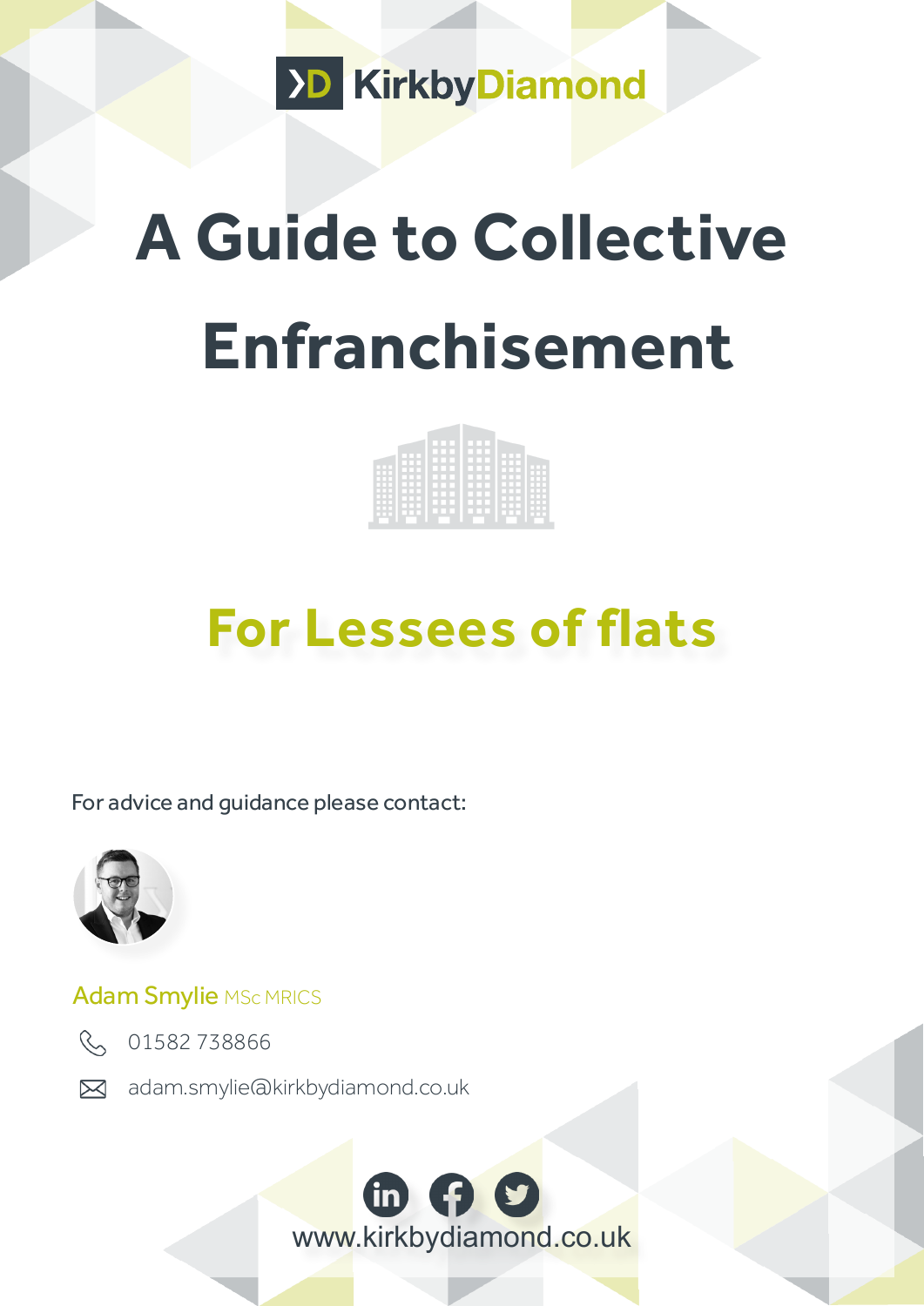KirkbyDiamond

# A Guide to Collective Enfranchisement

## For Lessees of flats

For advice and guidance please contact:

**Adam Smylie** MSc MRICS

01582 738866

adam.smylie@kirkbydiamond.co.uk

www.kirkbydiamond.co.uk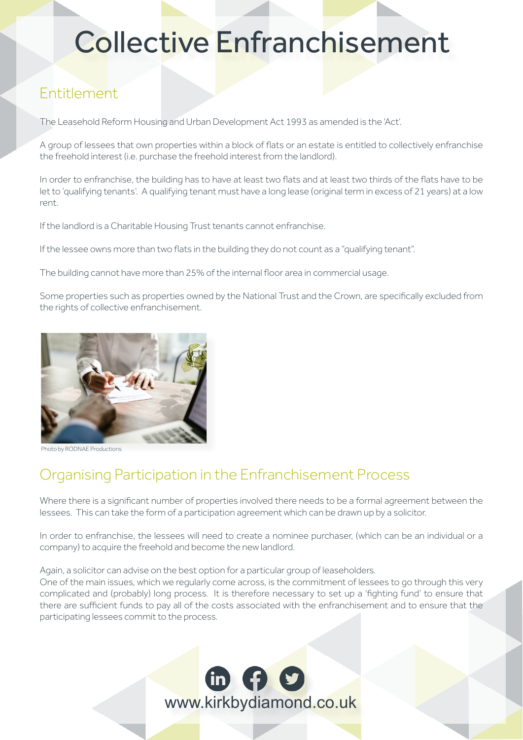# Collective Enfranchisement

## Entitlement

The Leasehold Reform Housing and Urban Development Act 1993 as amended is the 'Act'.

A group of lessees that own properties within a block of flats or an estate is entitled to collectively enfranchise the freehold interest (i.e. purchase the freehold interest from the landlord).

In order to enfranchise, the building has to have at least two flats and at least two thirds of the flats have to be let to 'qualifying tenants'. A qualifying tenant must have a long lease (original term in excess of 21 years) at a low rent.

If the landlord is a Charitable Housing Trust tenants cannot enfranchise.

If the lessee owns more than two flats in the building they do not count as a "qualifying tenant".

The building cannot have more than 25% of the internal floor area in commercial usage.

Some properties such as properties owned by the National Trust and the Crown, are specifically excluded from the rights of collective enfranchisement.

Photo by RODNAE Productions

## Organising Participation in the Enfranchisement Process

Where there is a significant number of properties involved there needs to be a formal agreement between the lessees. This can take the form of a participation agreement which can be drawn up by a solicitor.

In order to enfranchise, the lessees will need to create a nominee purchaser, (which can be an individual or a company) to acquire the freehold and become the new landlord.

Again, a solicitor can advise on the best option for a particular group of leaseholders.
One of the main issues, which we regularly come across, is the commitment of lessees to go through this very complicated and (probably) long process. It is therefore necessary to set up a 'fighting fund' to ensure that there are sufficient funds to pay all of the costs associated with the enfranchisement and to ensure that the participating lessees commit to the process.

www.kirkbydiamond.co.uk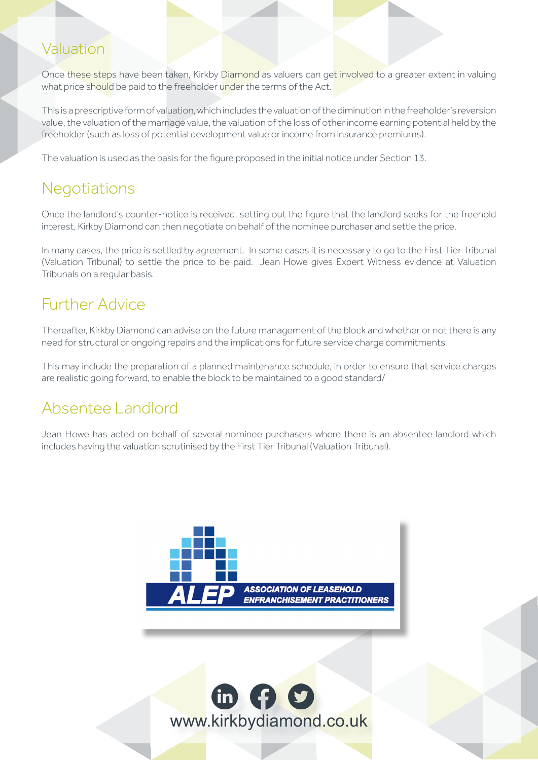## Valuation

Once these steps have been taken, Kirkby Diamond as valuers can get involved to a greater extent in valuing what price should be paid to the freeholder under the terms of the Act.

This is a prescriptive form of valuation, which includes the valuation of the diminution in the freeholder's reversion value, the valuation of the marriage value, the valuation of the loss of other income earning potential held by the freeholder (such as loss of potential development value or income from insurance premiums).

The valuation is used as the basis for the figure proposed in the initial notice under Section 13.

## Negotiations

Once the landlord's counter-notice is received, setting out the figure that the landlord seeks for the freehold interest, Kirkby Diamond can then negotiate on behalf of the nominee purchaser and settle the price.

In many cases, the price is settled by agreement. In some cases it is necessary to go to the First Tier Tribunal (Valuation Tribunal) to settle the price to be paid. Jean Howe gives Expert Witness evidence at Valuation Tribunals on a regular basis.

## Further Advice

Thereafter, Kirkby Diamond can advise on the future management of the block and whether or not there is any need for structural or ongoing repairs and the implications for future service charge commitments.

This may include the preparation of a planned maintenance schedule, in order to ensure that service charges are realistic going forward, to enable the block to be maintained to a good standard/

## Absentee Landlord

Jean Howe has acted on behalf of several nominee purchasers where there is an absentee landlord which includes having the valuation scrutinised by the First Tier Tribunal (Valuation Tribunal).

ALEP ASSOCIATION OF LEASEHOLD ENFRANCHISEMENT PRACTITIONERS

www.kirkbydiamond.co.uk